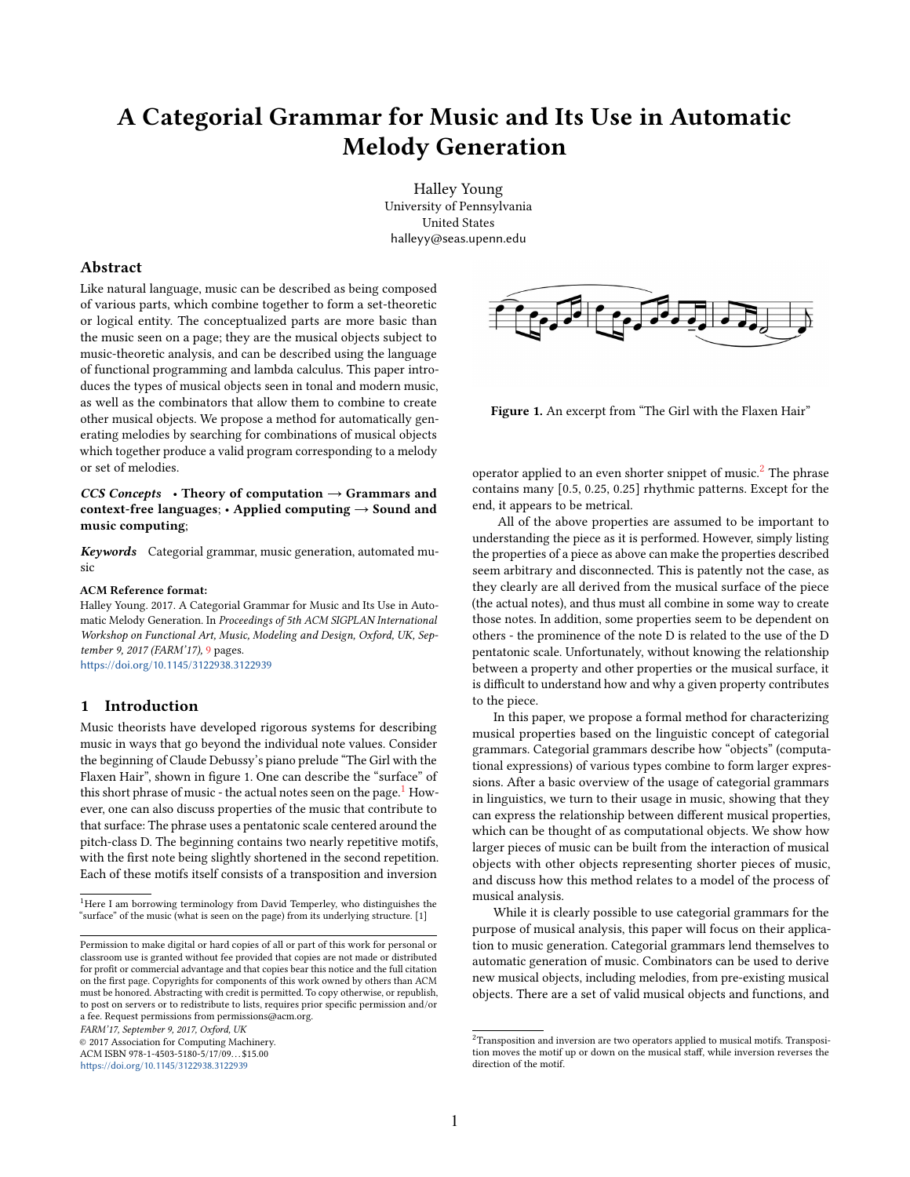# A Categorial Grammar for Music and Its Use in Automatic Melody Generation

Halley Young
University of Pennsylvania
United States
halleyy@seas.upenn.edu

## Abstract

Like natural language, music can be described as being composed of various parts, which combine together to form a set-theoretic or logical entity. The conceptualized parts are more basic than the music seen on a page; they are the musical objects subject to music-theoretic analysis, and can be described using the language of functional programming and lambda calculus. This paper introduces the types of musical objects seen in tonal and modern music, as well as the combinators that allow them to combine to create other musical objects. We propose a method for automatically generating melodies by searching for combinations of musical objects which together produce a valid program corresponding to a melody or set of melodies.

***CCS Concepts*** • **Theory of computation → Grammars and context-free languages**; • **Applied computing → Sound and music computing**;

***Keywords*** Categorial grammar, music generation, automated music

**ACM Reference format:**
Halley Young. 2017. A Categorial Grammar for Music and Its Use in Automatic Melody Generation. In *Proceedings of 5th ACM SIGPLAN International Workshop on Functional Art, Music, Modeling and Design, Oxford, UK, September 9, 2017 (FARM'17)*, 9 pages.
https://doi.org/10.1145/3122938.3122939

## 1 Introduction

Music theorists have developed rigorous systems for describing music in ways that go beyond the individual note values. Consider the beginning of Claude Debussy's piano prelude "The Girl with the Flaxen Hair", shown in figure 1. One can describe the "surface" of this short phrase of music - the actual notes seen on the page.[1] However, one can also discuss properties of the music that contribute to that surface: The phrase uses a pentatonic scale centered around the pitch-class D. The beginning contains two nearly repetitive motifs, with the first note being slightly shortened in the second repetition. Each of these motifs itself consists of a transposition and inversion operator applied to an even shorter snippet of music.[2] The phrase contains many [0.5, 0.25, 0.25] rhythmic patterns. Except for the end, it appears to be metrical.

**Figure 1.** An excerpt from "The Girl with the Flaxen Hair"

All of the above properties are assumed to be important to understanding the piece as it is performed. However, simply listing the properties of a piece as above can make the properties described seem arbitrary and disconnected. This is patently not the case, as they clearly are all derived from the musical surface of the piece (the actual notes), and thus must all combine in some way to create those notes. In addition, some properties seem to be dependent on others - the prominence of the note D is related to the use of the D pentatonic scale. Unfortunately, without knowing the relationship between a property and other properties or the musical surface, it is difficult to understand how and why a given property contributes to the piece.

In this paper, we propose a formal method for characterizing musical properties based on the linguistic concept of categorial grammars. Categorial grammars describe how "objects" (computational expressions) of various types combine to form larger expressions. After a basic overview of the usage of categorial grammars in linguistics, we turn to their usage in music, showing that they can express the relationship between different musical properties, which can be thought of as computational objects. We show how larger pieces of music can be built from the interaction of musical objects with other objects representing shorter pieces of music, and discuss how this method relates to a model of the process of musical analysis.

While it is clearly possible to use categorial grammars for the purpose of musical analysis, this paper will focus on their application to music generation. Categorial grammars lend themselves to automatic generation of music. Combinators can be used to derive new musical objects, including melodies, from pre-existing musical objects. There are a set of valid musical objects and functions, and

[1] Here I am borrowing terminology from David Temperley, who distinguishes the "surface" of the music (what is seen on the page) from its underlying structure. [1]

[2] Transposition and inversion are two operators applied to musical motifs. Transposition moves the motif up or down on the musical staff, while inversion reverses the direction of the motif.

Permission to make digital or hard copies of all or part of this work for personal or classroom use is granted without fee provided that copies are not made or distributed for profit or commercial advantage and that copies bear this notice and the full citation on the first page. Copyrights for components of this work owned by others than ACM must be honored. Abstracting with credit is permitted. To copy otherwise, or republish, to post on servers or to redistribute to lists, requires prior specific permission and/or a fee. Request permissions from permissions@acm.org.
*FARM'17, September 9, 2017, Oxford, UK*
© 2017 Association for Computing Machinery.
ACM ISBN 978-1-4503-5180-5/17/09...$15.00
https://doi.org/10.1145/3122938.3122939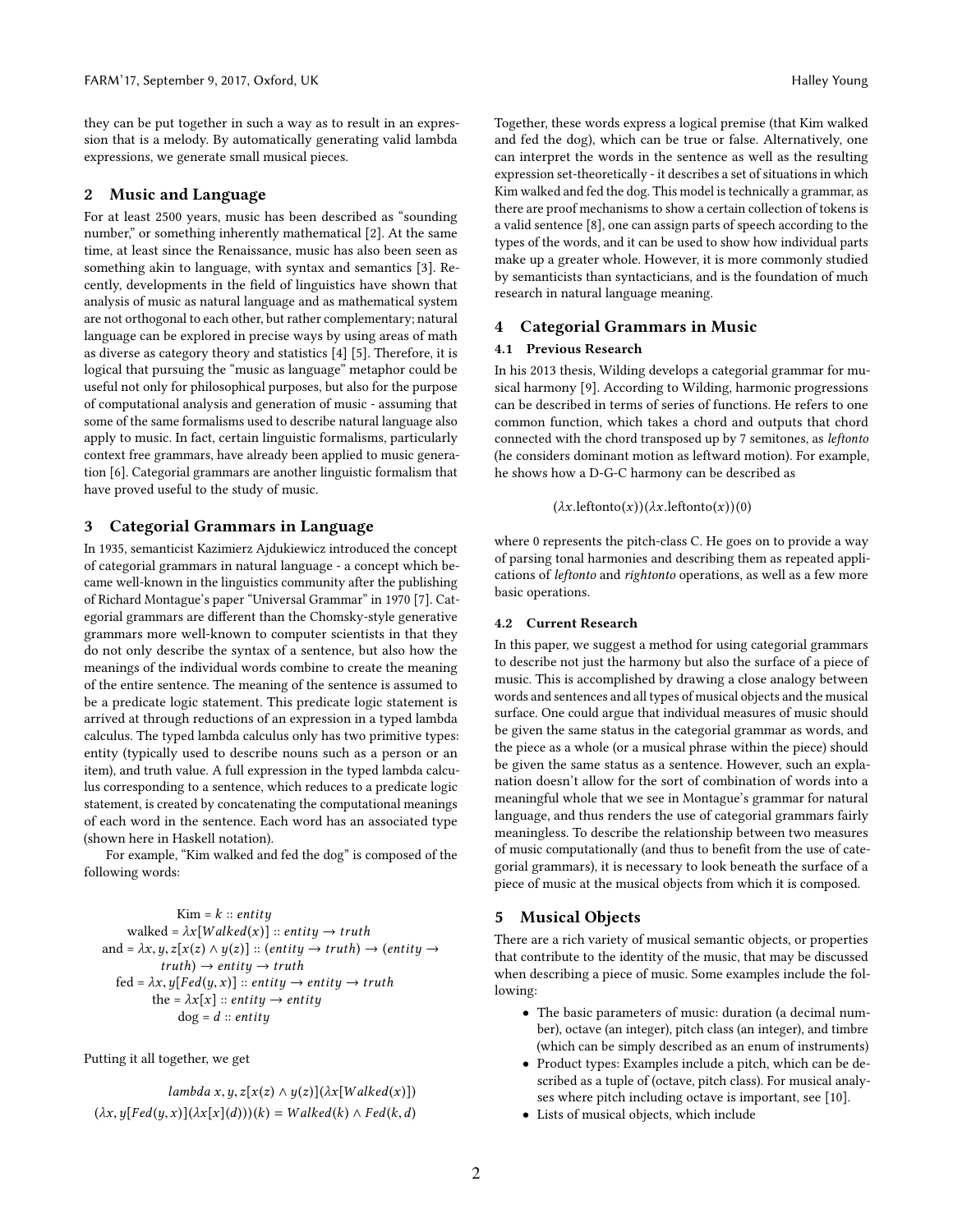they can be put together in such a way as to result in an expression that is a melody. By automatically generating valid lambda expressions, we generate small musical pieces.

## 2 Music and Language

For at least 2500 years, music has been described as "sounding number," or something inherently mathematical [2]. At the same time, at least since the Renaissance, music has also been seen as something akin to language, with syntax and semantics [3]. Recently, developments in the field of linguistics have shown that analysis of music as natural language and as mathematical system are not orthogonal to each other, but rather complementary; natural language can be explored in precise ways by using areas of math as diverse as category theory and statistics [4] [5]. Therefore, it is logical that pursuing the "music as language" metaphor could be useful not only for philosophical purposes, but also for the purpose of computational analysis and generation of music - assuming that some of the same formalisms used to describe natural language also apply to music. In fact, certain linguistic formalisms, particularly context free grammars, have already been applied to music generation [6]. Categorial grammars are another linguistic formalism that have proved useful to the study of music.

## 3 Categorial Grammars in Language

In 1935, semanticist Kazimierz Ajdukiewicz introduced the concept of categorial grammars in natural language - a concept which became well-known in the linguistics community after the publishing of Richard Montague's paper "Universal Grammar" in 1970 [7]. Categorial grammars are different than the Chomsky-style generative grammars more well-known to computer scientists in that they do not only describe the syntax of a sentence, but also how the meanings of the individual words combine to create the meaning of the entire sentence. The meaning of the sentence is assumed to be a predicate logic statement. This predicate logic statement is arrived at through reductions of an expression in a typed lambda calculus. The typed lambda calculus only has two primitive types: entity (typically used to describe nouns such as a person or an item), and truth value. A full expression in the typed lambda calculus corresponding to a sentence, which reduces to a predicate logic statement, is created by concatenating the computational meanings of each word in the sentence. Each word has an associated type (shown here in Haskell notation).

For example, "Kim walked and fed the dog" is composed of the following words:

$$\text{Kim} = k :: entity$$
$$\text{walked} = \lambda x[Walked(x)] :: entity \rightarrow truth$$
$$\text{and} = \lambda x, y, z[x(z) \wedge y(z)] :: (entity \rightarrow truth) \rightarrow (entity \rightarrow truth) \rightarrow entity \rightarrow truth$$
$$\text{fed} = \lambda x, y[Fed(y, x)] :: entity \rightarrow entity \rightarrow truth$$
$$\text{the} = \lambda x[x] :: entity \rightarrow entity$$
$$\text{dog} = d :: entity$$

Putting it all together, we get

$$lambda\ x, y, z[x(z) \wedge y(z)](\lambda x[Walked(x)])$$
$$(\lambda x, y[Fed(y, x)](\lambda x[x](d)))(k) = Walked(k) \wedge Fed(k, d)$$

Together, these words express a logical premise (that Kim walked and fed the dog), which can be true or false. Alternatively, one can interpret the words in the sentence as well as the resulting expression set-theoretically - it describes a set of situations in which Kim walked and fed the dog. This model is technically a grammar, as there are proof mechanisms to show a certain collection of tokens is a valid sentence [8], one can assign parts of speech according to the types of the words, and it can be used to show how individual parts make up a greater whole. However, it is more commonly studied by semanticists than syntacticians, and is the foundation of much research in natural language meaning.

## 4 Categorial Grammars in Music

### 4.1 Previous Research

In his 2013 thesis, Wilding develops a categorial grammar for musical harmony [9]. According to Wilding, harmonic progressions can be described in terms of series of functions. He refers to one common function, which takes a chord and outputs that chord connected with the chord transposed up by 7 semitones, as *leftonto* (he considers dominant motion as leftward motion). For example, he shows how a D-G-C harmony can be described as

$$(\lambda x.\text{leftonto}(x))(\lambda x.\text{leftonto}(x))(0)$$

where 0 represents the pitch-class C. He goes on to provide a way of parsing tonal harmonies and describing them as repeated applications of *leftonto* and *rightonto* operations, as well as a few more basic operations.

### 4.2 Current Research

In this paper, we suggest a method for using categorial grammars to describe not just the harmony but also the surface of a piece of music. This is accomplished by drawing a close analogy between words and sentences and all types of musical objects and the musical surface. One could argue that individual measures of music should be given the same status in the categorial grammar as words, and the piece as a whole (or a musical phrase within the piece) should be given the same status as a sentence. However, such an explanation doesn't allow for the sort of combination of words into a meaningful whole that we see in Montague's grammar for natural language, and thus renders the use of categorial grammars fairly meaningless. To describe the relationship between two measures of music computationally (and thus to benefit from the use of categorial grammars), it is necessary to look beneath the surface of a piece of music at the musical objects from which it is composed.

## 5 Musical Objects

There are a rich variety of musical semantic objects, or properties that contribute to the identity of the music, that may be discussed when describing a piece of music. Some examples include the following:

- The basic parameters of music: duration (a decimal number), octave (an integer), pitch class (an integer), and timbre (which can be simply described as an enum of instruments)
- Product types: Examples include a pitch, which can be described as a tuple of (octave, pitch class). For musical analyses where pitch including octave is important, see [10].
- Lists of musical objects, which include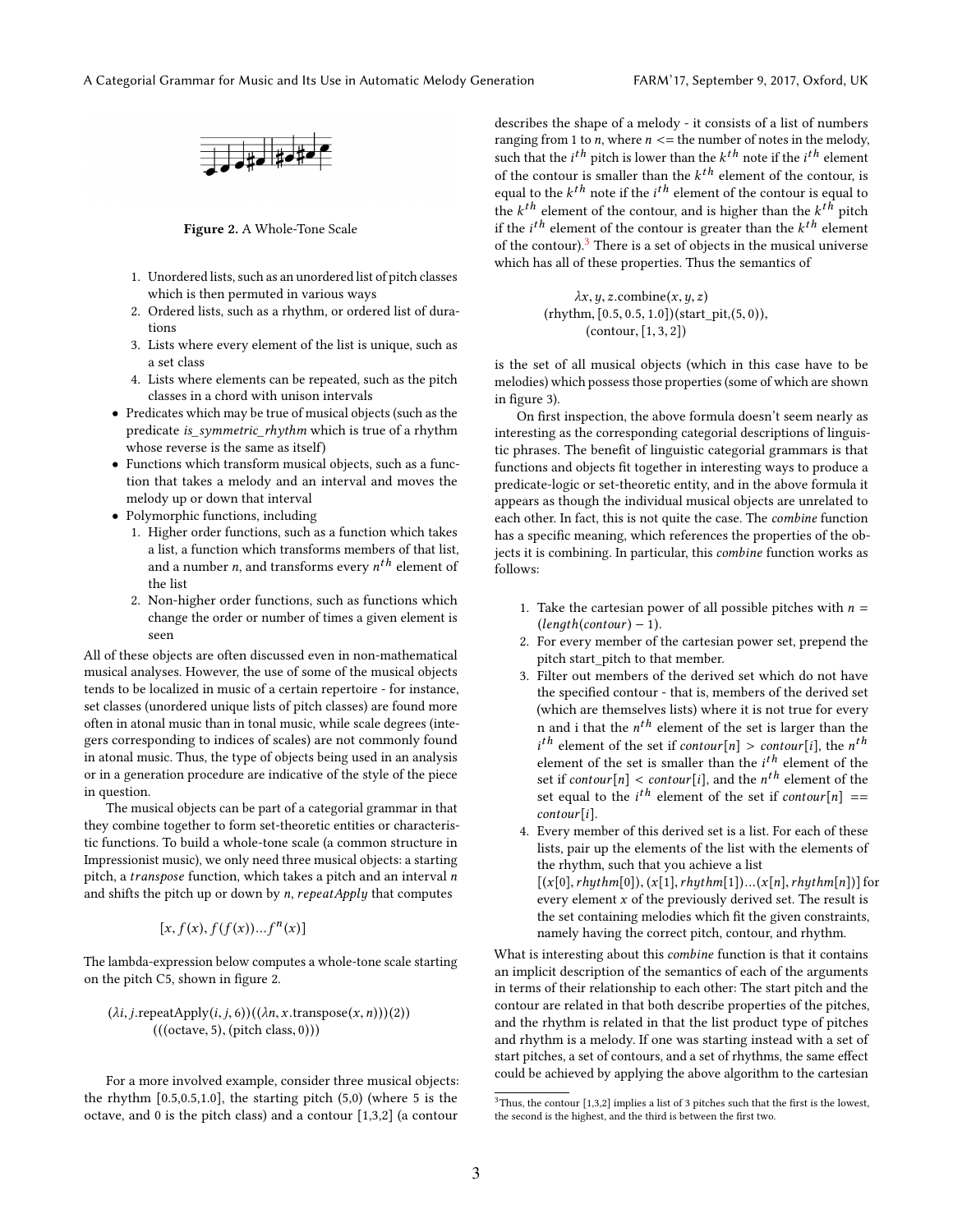Figure 2. A Whole-Tone Scale

1. Unordered lists, such as an unordered list of pitch classes which is then permuted in various ways
2. Ordered lists, such as a rhythm, or ordered list of durations
3. Lists where every element of the list is unique, such as a set class
4. Lists where elements can be repeated, such as the pitch classes in a chord with unison intervals

- Predicates which may be true of musical objects (such as the predicate *is_symmetric_rhythm* which is true of a rhythm whose reverse is the same as itself)
- Functions which transform musical objects, such as a function that takes a melody and an interval and moves the melody up or down that interval
- Polymorphic functions, including
  1. Higher order functions, such as a function which takes a list, a function which transforms members of that list, and a number $n$, and transforms every $n^{th}$ element of the list
  2. Non-higher order functions, such as functions which change the order or number of times a given element is seen

All of these objects are often discussed even in non-mathematical musical analyses. However, the use of some of the musical objects tends to be localized in music of a certain repertoire - for instance, set classes (unordered unique lists of pitch classes) are found more often in atonal music than in tonal music, while scale degrees (integers corresponding to indices of scales) are not commonly found in atonal music. Thus, the type of objects being used in an analysis or in a generation procedure are indicative of the style of the piece in question.

The musical objects can be part of a categorial grammar in that they combine together to form set-theoretic entities or characteristic functions. To build a whole-tone scale (a common structure in Impressionist music), we only need three musical objects: a starting pitch, a *transpose* function, which takes a pitch and an interval $n$ and shifts the pitch up or down by $n$, *repeatApply* that computes

$$[x, f(x), f(f(x))...f^n(x)]$$

The lambda-expression below computes a whole-tone scale starting on the pitch C5, shown in figure 2.

$$(\lambda i, j.\text{repeatApply}(i, j, 6))((\lambda n, x.\text{transpose}(x, n)))(2))$$
$$(((\text{octave}, 5), (\text{pitch class}, 0)))$$

For a more involved example, consider three musical objects: the rhythm [0.5,0.5,1.0], the starting pitch (5,0) (where 5 is the octave, and 0 is the pitch class) and a contour [1,3,2] (a contour describes the shape of a melody - it consists of a list of numbers ranging from 1 to $n$, where $n <=$ the number of notes in the melody, such that the $i^{th}$ pitch is lower than the $k^{th}$ note if the $i^{th}$ element of the contour is smaller than the $k^{th}$ element of the contour, is equal to the $k^{th}$ note if the $i^{th}$ element of the contour is equal to the $k^{th}$ element of the contour, and is higher than the $k^{th}$ pitch if the $i^{th}$ element of the contour is greater than the $k^{th}$ element of the contour).[3] There is a set of objects in the musical universe which has all of these properties. Thus the semantics of

$$\lambda x, y, z.\text{combine}(x, y, z)$$
$$(\text{rhythm}, [0.5, 0.5, 1.0])(\text{start\_pit},(5, 0)),$$
$$(\text{contour}, [1, 3, 2])$$

is the set of all musical objects (which in this case have to be melodies) which possess those properties (some of which are shown in figure 3).

On first inspection, the above formula doesn't seem nearly as interesting as the corresponding categorial descriptions of linguistic phrases. The benefit of linguistic categorial grammars is that functions and objects fit together in interesting ways to produce a predicate-logic or set-theoretic entity, and in the above formula it appears as though the individual musical objects are unrelated to each other. In fact, this is not quite the case. The *combine* function has a specific meaning, which references the properties of the objects it is combining. In particular, this *combine* function works as follows:

1. Take the cartesian power of all possible pitches with $n = (length(contour) - 1)$.
2. For every member of the cartesian power set, prepend the pitch start_pitch to that member.
3. Filter out members of the derived set which do not have the specified contour - that is, members of the derived set (which are themselves lists) where it is not true for every n and i that the $n^{th}$ element of the set is larger than the $i^{th}$ element of the set if $contour[n] > contour[i]$, the $n^{th}$ element of the set is smaller than the $i^{th}$ element of the set if $contour[n] < contour[i]$, and the $n^{th}$ element of the set equal to the $i^{th}$ element of the set if $contour[n] == contour[i]$.
4. Every member of this derived set is a list. For each of these lists, pair up the elements of the list with the elements of the rhythm, such that you achieve a list $[(x[0], rhythm[0]), (x[1], rhythm[1])...(x[n], rhythm[n])]$ for every element $x$ of the previously derived set. The result is the set containing melodies which fit the given constraints, namely having the correct pitch, contour, and rhythm.

What is interesting about this *combine* function is that it contains an implicit description of the semantics of each of the arguments in terms of their relationship to each other: The start pitch and the contour are related in that both describe properties of the pitches, and the rhythm is related in that the list product type of pitches and rhythm is a melody. If one was starting instead with a set of start pitches, a set of contours, and a set of rhythms, the same effect could be achieved by applying the above algorithm to the cartesian

[3] Thus, the contour [1,3,2] implies a list of 3 pitches such that the first is the lowest, the second is the highest, and the third is between the first two.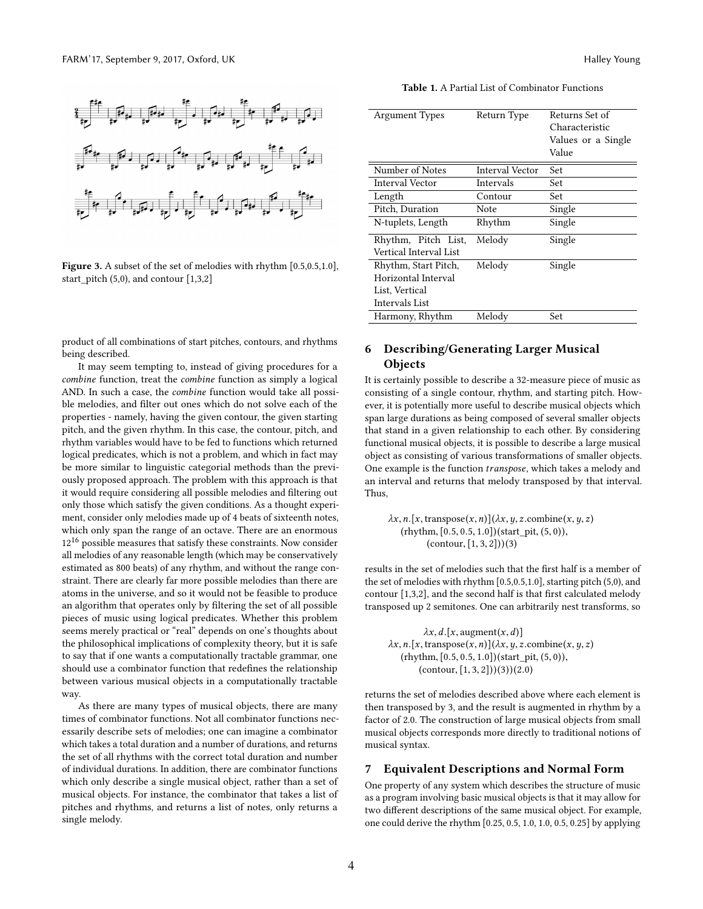Figure 3. A subset of the set of melodies with rhythm [0.5,0.5,1.0], start_pitch (5,0), and contour [1,3,2]

product of all combinations of start pitches, contours, and rhythms being described.

It may seem tempting to, instead of giving procedures for a *combine* function, treat the *combine* function as simply a logical AND. In such a case, the *combine* function would take all possible melodies, and filter out ones which do not solve each of the properties - namely, having the given contour, the given starting pitch, and the given rhythm. In this case, the contour, pitch, and rhythm variables would have to be fed to functions which returned logical predicates, which is not a problem, and which in fact may be more similar to linguistic categorial methods than the previously proposed approach. The problem with this approach is that it would require considering all possible melodies and filtering out only those which satisfy the given conditions. As a thought experiment, consider only melodies made up of 4 beats of sixteenth notes, which only span the range of an octave. There are an enormous $12^{16}$ possible measures that satisfy these constraints. Now consider all melodies of any reasonable length (which may be conservatively estimated as 800 beats) of any rhythm, and without the range constraint. There are clearly far more possible melodies than there are atoms in the universe, and so it would not be feasible to produce an algorithm that operates only by filtering the set of all possible pieces of music using logical predicates. Whether this problem seems merely practical or "real" depends on one's thoughts about the philosophical implications of complexity theory, but it is safe to say that if one wants a computationally tractable grammar, one should use a combinator function that redefines the relationship between various musical objects in a computationally tractable way.

As there are many types of musical objects, there are many times of combinator functions. Not all combinator functions necessarily describe sets of melodies; one can imagine a combinator which takes a total duration and a number of durations, and returns the set of all rhythms with the correct total duration and number of individual durations. In addition, there are combinator functions which only describe a single musical object, rather than a set of musical objects. For instance, the combinator that takes a list of pitches and rhythms, and returns a list of notes, only returns a single melody.

**Table 1.** A Partial List of Combinator Functions

| Argument Types | Return Type | Returns Set of Characteristic Values or a Single Value |
|---|---|---|
| Number of Notes | Interval Vector | Set |
| Interval Vector | Intervals | Set |
| Length | Contour | Set |
| Pitch, Duration | Note | Single |
| N-tuplets, Length | Rhythm | Single |
| Rhythm, Pitch List, Vertical Interval List | Melody | Single |
| Rhythm, Start Pitch, Horizontal Interval List, Vertical Intervals List | Melody | Single |
| Harmony, Rhythm | Melody | Set |

## 6 Describing/Generating Larger Musical Objects

It is certainly possible to describe a 32-measure piece of music as consisting of a single contour, rhythm, and starting pitch. However, it is potentially more useful to describe musical objects which span large durations as being composed of several smaller objects that stand in a given relationship to each other. By considering functional musical objects, it is possible to describe a large musical object as consisting of various transformations of smaller objects. One example is the function *transpose*, which takes a melody and an interval and returns that melody transposed by that interval. Thus,

$$\lambda x, n.[x, \text{transpose}(x, n)](\lambda x, y, z.\text{combine}(x, y, z)$$
$$(\text{rhythm}, [0.5, 0.5, 1.0])(\text{start\_pit}, (5, 0)),$$
$$(\text{contour}, [1, 3, 2]))(3)$$

results in the set of melodies such that the first half is a member of the set of melodies with rhythm [0.5,0.5,1.0], starting pitch (5,0), and contour [1,3,2], and the second half is that first calculated melody transposed up 2 semitones. One can arbitrarily nest transforms, so

$$\lambda x, d.[x, \text{augment}(x, d)]$$
$$\lambda x, n.[x, \text{transpose}(x, n)](\lambda x, y, z.\text{combine}(x, y, z)$$
$$(\text{rhythm}, [0.5, 0.5, 1.0])(\text{start\_pit}, (5, 0)),$$
$$(\text{contour}, [1, 3, 2]))(3))(2.0)$$

returns the set of melodies described above where each element is then transposed by 3, and the result is augmented in rhythm by a factor of 2.0. The construction of large musical objects from small musical objects corresponds more directly to traditional notions of musical syntax.

## 7 Equivalent Descriptions and Normal Form

One property of any system which describes the structure of music as a program involving basic musical objects is that it may allow for two different descriptions of the same musical object. For example, one could derive the rhythm [0.25, 0.5, 1.0, 1.0, 0.5, 0.25] by applying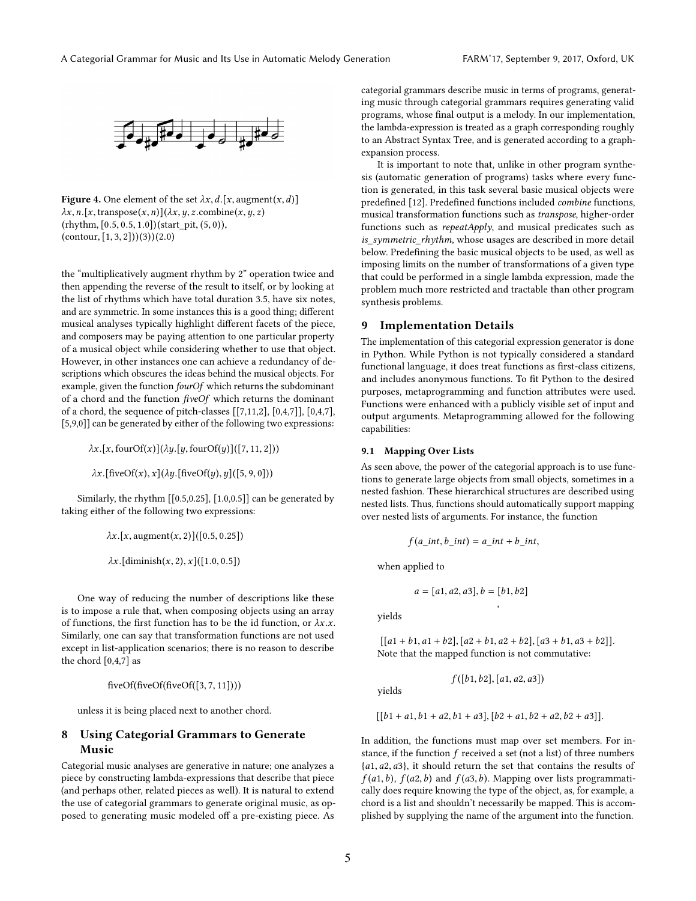Figure 4. One element of the set $\lambda x, d.[x, \text{augment}(x, d)]$ $\lambda x, n.[x, \text{transpose}(x, n)](\lambda x, y, z.\text{combine}(x, y, z)$ $(\text{rhythm}, [0.5, 0.5, 1.0])(\text{start\_pit}, (5, 0)),$ $(\text{contour}, [1, 3, 2]))(3))(2.0)$

the "multiplicatively augment rhythm by 2" operation twice and then appending the reverse of the result to itself, or by looking at the list of rhythms which have total duration 3.5, have six notes, and are symmetric. In some instances this is a good thing; different musical analyses typically highlight different facets of the piece, and composers may be paying attention to one particular property of a musical object while considering whether to use that object. However, in other instances one can achieve a redundancy of descriptions which obscures the ideas behind the musical objects. For example, given the function *fourOf* which returns the subdominant of a chord and the function *fiveOf* which returns the dominant of a chord, the sequence of pitch-classes [[7,11,2], [0,4,7]], [0,4,7], [5,9,0]] can be generated by either of the following two expressions:

$$\lambda x.[x, \text{fourOf}(x)](\lambda y.[y, \text{fourOf}(y)]([7, 11, 2]))$$

$$\lambda x.[\text{fiveOf}(x), x](\lambda y.[\text{fiveOf}(y), y]([5, 9, 0]))$$

Similarly, the rhythm [[0.5,0.25], [1.0,0.5]] can be generated by taking either of the following two expressions:

$$\lambda x.[x, \text{augment}(x, 2)]([0.5, 0.25])$$

$$\lambda x.[\text{diminish}(x, 2), x]([1.0, 0.5])$$

One way of reducing the number of descriptions like these is to impose a rule that, when composing objects using an array of functions, the first function has to be the id function, or $\lambda x.x$. Similarly, one can say that transformation functions are not used except in list-application scenarios; there is no reason to describe the chord [0,4,7] as

$$\text{fiveOf}(\text{fiveOf}(\text{fiveOf}([3, 7, 11])))$$

unless it is being placed next to another chord.

## 8 Using Categorial Grammars to Generate Music

Categorial music analyses are generative in nature; one analyzes a piece by constructing lambda-expressions that describe that piece (and perhaps other, related pieces as well). It is natural to extend the use of categorial grammars to generate original music, as opposed to generating music modeled off a pre-existing piece. As categorial grammars describe music in terms of programs, generating music through categorial grammars requires generating valid programs, whose final output is a melody. In our implementation, the lambda-expression is treated as a graph corresponding roughly to an Abstract Syntax Tree, and is generated according to a graph-expansion process.

It is important to note that, unlike in other program synthesis (automatic generation of programs) tasks where every function is generated, in this task several basic musical objects were predefined [12]. Predefined functions included *combine* functions, musical transformation functions such as *transpose*, higher-order functions such as *repeatApply*, and musical predicates such as *is_symmetric_rhythm*, whose usages are described in more detail below. Predefining the basic musical objects to be used, as well as imposing limits on the number of transformations of a given type that could be performed in a single lambda expression, made the problem much more restricted and tractable than other program synthesis problems.

## 9 Implementation Details

The implementation of this categorial expression generator is done in Python. While Python is not typically considered a standard functional language, it does treat functions as first-class citizens, and includes anonymous functions. To fit Python to the desired purposes, metaprogramming and function attributes were used. Functions were enhanced with a publicly visible set of input and output arguments. Metaprogramming allowed for the following capabilities:

### 9.1 Mapping Over Lists

As seen above, the power of the categorial approach is to use functions to generate large objects from small objects, sometimes in a nested fashion. These hierarchical structures are described using nested lists. Thus, functions should automatically support mapping over nested lists of arguments. For instance, the function

$$f(a\_int, b\_int) = a\_int + b\_int,$$

when applied to

$$a = [a1, a2, a3], b = [b1, b2]$$

yields

$$[[a1 + b1, a1 + b2], [a2 + b1, a2 + b2], [a3 + b1, a3 + b2]].$$

Note that the mapped function is not commutative:

$$f([b1, b2], [a1, a2, a3])$$

yields

$$[[b1 + a1, b1 + a2, b1 + a3], [b2 + a1, b2 + a2, b2 + a3]].$$

In addition, the functions must map over set members. For instance, if the function $f$ received a set (not a list) of three numbers $\{a1, a2, a3\}$, it should return the set that contains the results of $f(a1, b)$, $f(a2, b)$ and $f(a3, b)$. Mapping over lists programmatically does require knowing the type of the object, as, for example, a chord is a list and shouldn't necessarily be mapped. This is accomplished by supplying the name of the argument into the function.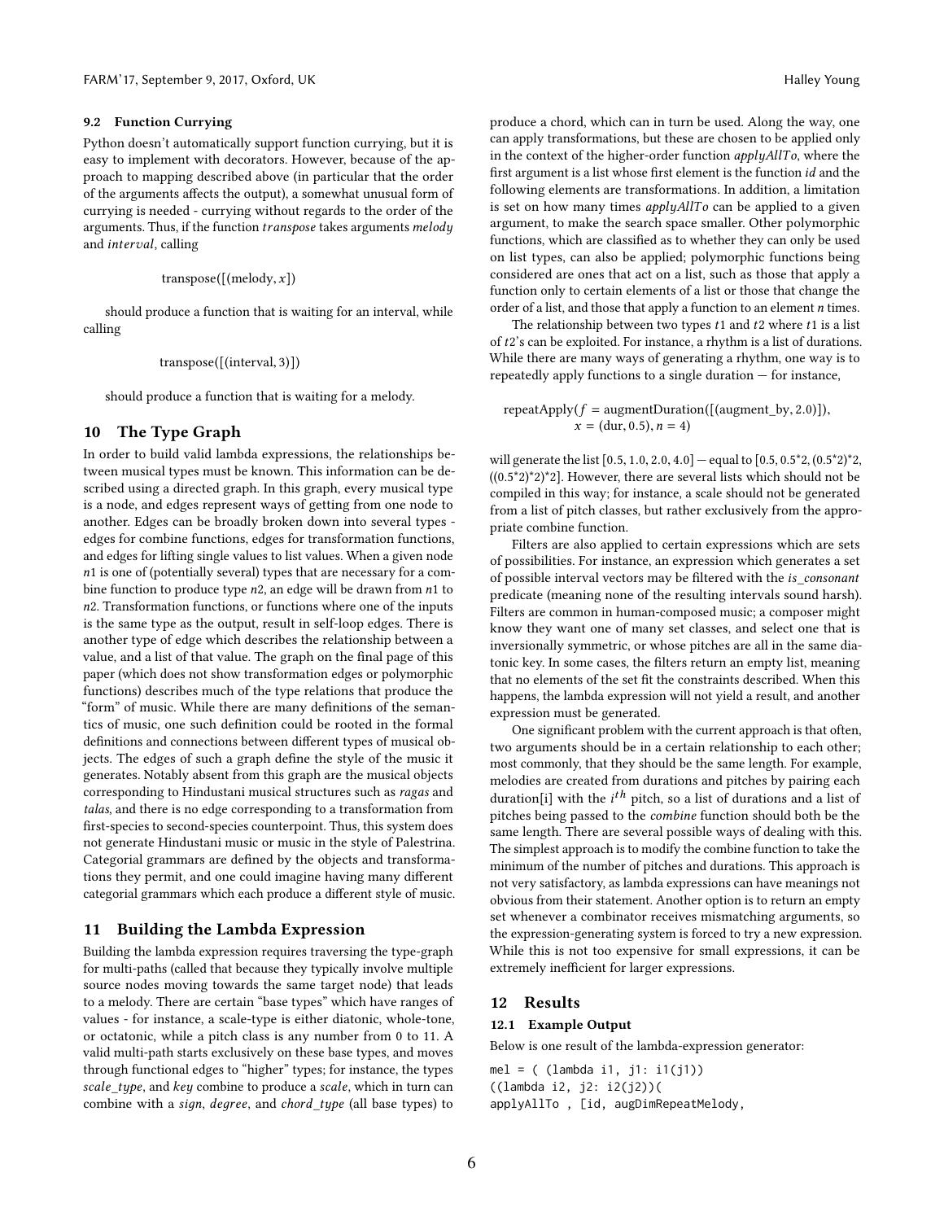### 9.2 Function Currying

Python doesn't automatically support function currying, but it is easy to implement with decorators. However, because of the approach to mapping described above (in particular that the order of the arguments affects the output), a somewhat unusual form of currying is needed - currying without regards to the order of the arguments. Thus, if the function *transpose* takes arguments *melody* and *interval*, calling

$$\text{transpose}([(\text{melody}, x])$$

should produce a function that is waiting for an interval, while calling

$$\text{transpose}([(\text{interval}, 3)])$$

should produce a function that is waiting for a melody.

## 10 The Type Graph

In order to build valid lambda expressions, the relationships between musical types must be known. This information can be described using a directed graph. In this graph, every musical type is a node, and edges represent ways of getting from one node to another. Edges can be broadly broken down into several types - edges for combine functions, edges for transformation functions, and edges for lifting single values to list values. When a given node $n1$ is one of (potentially several) types that are necessary for a combine function to produce type $n2$, an edge will be drawn from $n1$ to $n2$. Transformation functions, or functions where one of the inputs is the same type as the output, result in self-loop edges. There is another type of edge which describes the relationship between a value, and a list of that value. The graph on the final page of this paper (which does not show transformation edges or polymorphic functions) describes much of the type relations that produce the "form" of music. While there are many definitions of the semantics of music, one such definition could be rooted in the formal definitions and connections between different types of musical objects. The edges of such a graph define the style of the music it generates. Notably absent from this graph are the musical objects corresponding to Hindustani musical structures such as *ragas* and *talas*, and there is no edge corresponding to a transformation from first-species to second-species counterpoint. Thus, this system does not generate Hindustani music or music in the style of Palestrina. Categorial grammars are defined by the objects and transformations they permit, and one could imagine having many different categorial grammars which each produce a different style of music.

## 11 Building the Lambda Expression

Building the lambda expression requires traversing the type-graph for multi-paths (called that because they typically involve multiple source nodes moving towards the same target node) that leads to a melody. There are certain "base types" which have ranges of values - for instance, a scale-type is either diatonic, whole-tone, or octatonic, while a pitch class is any number from 0 to 11. A valid multi-path starts exclusively on these base types, and moves through functional edges to "higher" types; for instance, the types *scale_type*, and *key* combine to produce a *scale*, which in turn can combine with a *sign*, *degree*, and *chord_type* (all base types) to produce a chord, which can in turn be used. Along the way, one can apply transformations, but these are chosen to be applied only in the context of the higher-order function *applyAllTo*, where the first argument is a list whose first element is the function *id* and the following elements are transformations. In addition, a limitation is set on how many times *applyAllTo* can be applied to a given argument, to make the search space smaller. Other polymorphic functions, which are classified as to whether they can only be used on list types, can also be applied; polymorphic functions being considered are ones that act on a list, such as those that apply a function only to certain elements of a list or those that change the order of a list, and those that apply a function to an element *n* times.

The relationship between two types $t1$ and $t2$ where $t1$ is a list of $t2$'s can be exploited. For instance, a rhythm is a list of durations. While there are many ways of generating a rhythm, one way is to repeatedly apply functions to a single duration — for instance,

$$\text{repeatApply}(f = \text{augmentDuration}([(\text{augment\_by}, 2.0)]),\; x = (\text{dur}, 0.5), n = 4)$$

will generate the list [0.5, 1.0, 2.0, 4.0] — equal to [0.5, 0.5*2, (0.5*2)*2, ((0.5*2)*2)*2]. However, there are several lists which should not be compiled in this way; for instance, a scale should not be generated from a list of pitch classes, but rather exclusively from the appropriate combine function.

Filters are also applied to certain expressions which are sets of possibilities. For instance, an expression which generates a set of possible interval vectors may be filtered with the *is_consonant* predicate (meaning none of the resulting intervals sound harsh). Filters are common in human-composed music; a composer might know they want one of many set classes, and select one that is inversionally symmetric, or whose pitches are all in the same diatonic key. In some cases, the filters return an empty list, meaning that no elements of the set fit the constraints described. When this happens, the lambda expression will not yield a result, and another expression must be generated.

One significant problem with the current approach is that often, two arguments should be in a certain relationship to each other; most commonly, that they should be the same length. For example, melodies are created from durations and pitches by pairing each duration[i] with the $i^{th}$ pitch, so a list of durations and a list of pitches being passed to the *combine* function should both be the same length. There are several possible ways of dealing with this. The simplest approach is to modify the combine function to take the minimum of the number of pitches and durations. This approach is not very satisfactory, as lambda expressions can have meanings not obvious from their statement. Another option is to return an empty set whenever a combinator receives mismatching arguments, so the expression-generating system is forced to try a new expression. While this is not too expensive for small expressions, it can be extremely inefficient for larger expressions.

## 12 Results

### 12.1 Example Output

Below is one result of the lambda-expression generator:

```
mel = ( (lambda i1, j1: i1(j1))
((lambda i2, j2: i2(j2))(
applyAllTo , [id, augDimRepeatMelody,
```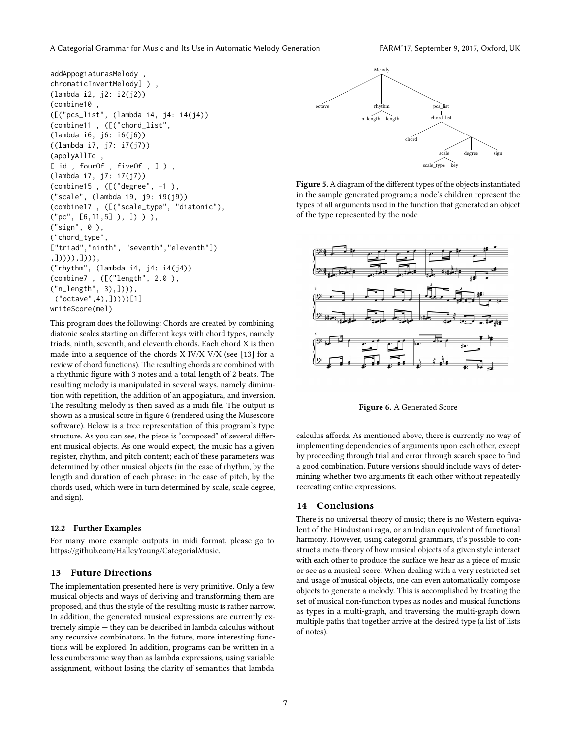```
addAppogiaturasMelody ,
chromaticInvertMelody] ) ,
(lambda i2, j2: i2(j2))
(combine10 ,
([("pcs_list", (lambda i4, j4: i4(j4))
(combine11 , ([("chord_list",
(lambda i6, j6: i6(j6))
((lambda i7, j7: i7(j7))
(applyAllTo ,
[ id , fourOf , fiveOf , ] ) ,
(lambda i7, j7: i7(j7))
(combine15 , ([("degree", -1 ),
("scale", (lambda i9, j9: i9(j9))
(combine17 , ([("scale_type", "diatonic"),
("pc", [6,11,5] ), ]) ) ),
("sign", 0 ),
("chord_type",
["triad","ninth", "seventh","eleventh"])
,])))),]))),
("rhythm", (lambda i4, j4: i4(j4))
(combine7 , ([("length", 2.0 ),
("n_length", 3),]))),
 ("octave",4),]))))[1]
writeScore(mel)
```

This program does the following: Chords are created by combining diatonic scales starting on different keys with chord types, namely triads, ninth, seventh, and eleventh chords. Each chord X is then made into a sequence of the chords X IV/X V/X (see [13] for a review of chord functions). The resulting chords are combined with a rhythmic figure with 3 notes and a total length of 2 beats. The resulting melody is manipulated in several ways, namely diminution with repetition, the addition of an appogiatura, and inversion. The resulting melody is then saved as a midi file. The output is shown as a musical score in figure 6 (rendered using the Musescore software). Below is a tree representation of this program's type structure. As you can see, the piece is "composed" of several different musical objects. As one would expect, the music has a given register, rhythm, and pitch content; each of these parameters was determined by other musical objects (in the case of rhythm, by the length and duration of each phrase; in the case of pitch, by the chords used, which were in turn determined by scale, scale degree, and sign).

Melody
octave
rhythm
n_length
length
pcs_list
chord_list
chord
scale
degree
sign
scale_type
key

**Figure 5.** A diagram of the different types of the objects instantiated in the sample generated program; a node's children represent the types of all arguments used in the function that generated an object of the type represented by the node

**Figure 6.** A Generated Score

### 12.2 Further Examples

For many more example outputs in midi format, please go to https://github.com/HalleyYoung/CategorialMusic.

## 13 Future Directions

The implementation presented here is very primitive. Only a few musical objects and ways of deriving and transforming them are proposed, and thus the style of the resulting music is rather narrow. In addition, the generated musical expressions are currently extremely simple — they can be described in lambda calculus without any recursive combinators. In the future, more interesting functions will be explored. In addition, programs can be written in a less cumbersome way than as lambda expressions, using variable assignment, without losing the clarity of semantics that lambda calculus affords. As mentioned above, there is currently no way of implementing dependencies of arguments upon each other, except by proceeding through trial and error through search space to find a good combination. Future versions should include ways of determining whether two arguments fit each other without repeatedly recreating entire expressions.

## 14 Conclusions

There is no universal theory of music; there is no Western equivalent of the Hindustani raga, or an Indian equivalent of functional harmony. However, using categorial grammars, it's possible to construct a meta-theory of how musical objects of a given style interact with each other to produce the surface we hear as a piece of music or see as a musical score. When dealing with a very restricted set and usage of musical objects, one can even automatically compose objects to generate a melody. This is accomplished by treating the set of musical non-function types as nodes and musical functions as types in a multi-graph, and traversing the multi-graph down multiple paths that together arrive at the desired type (a list of lists of notes).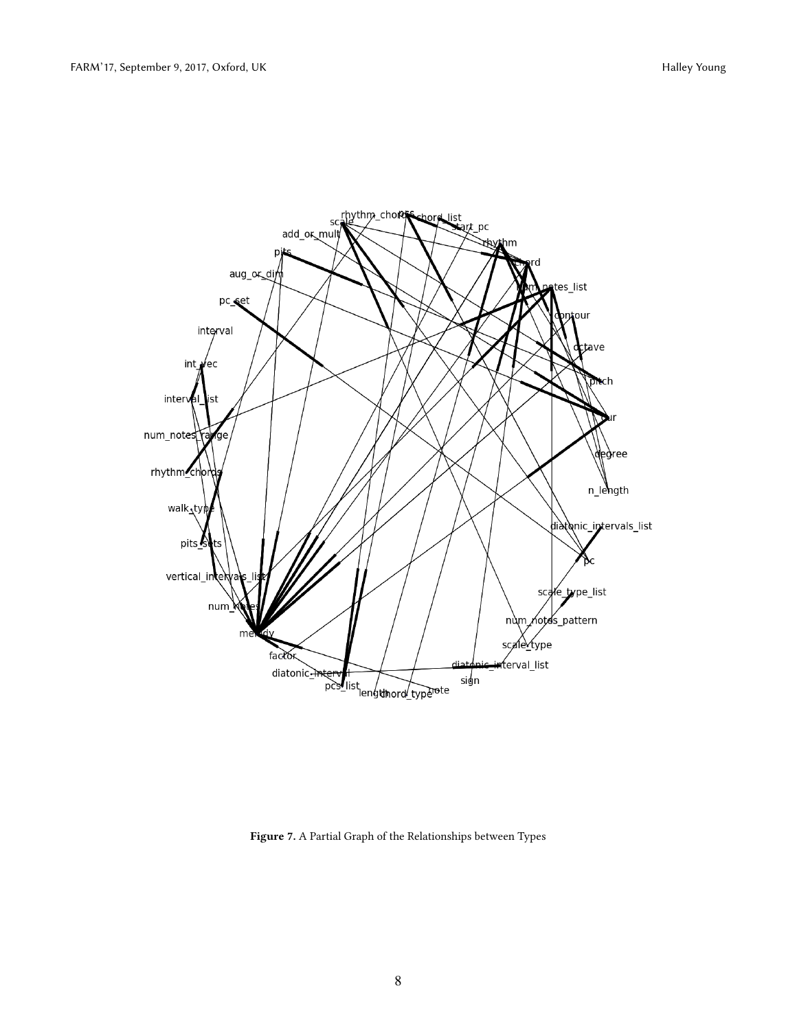rhythm_chords
pcs
scale
chord_list
start_pc
add_or_mult
rhythm
pits
chord
aug_or_dim
num_notes_list
pc_set
contour
interval
octave
int_vec
pitch
interval_list
dur
num_notes_range
degree
rhythm_chords
n_length
walk_type
diatonic_intervals_list
pits_sets
pc
vertical_intervals_list
scale_type_list
num_notes
num_notes_pattern
melody
scale_type
factor
diatonic_interval_list
diatonic_interval
sign
pcs_list
length
chord_type
note

**Figure 7.** A Partial Graph of the Relationships between Types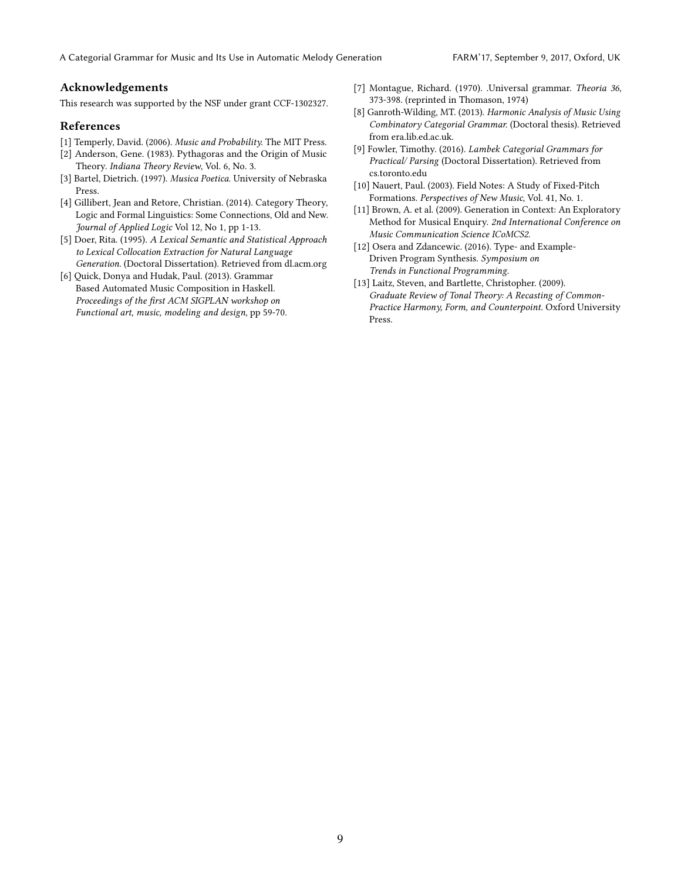## Acknowledgements

This research was supported by the NSF under grant CCF-1302327.

## References

[1] Temperly, David. (2006). *Music and Probability.* The MIT Press.

[2] Anderson, Gene. (1983). Pythagoras and the Origin of Music Theory. *Indiana Theory Review*, Vol. 6, No. 3.

[3] Bartel, Dietrich. (1997). *Musica Poetica.* University of Nebraska Press.

[4] Gillibert, Jean and Retore, Christian. (2014). Category Theory, Logic and Formal Linguistics: Some Connections, Old and New. *Journal of Applied Logic* Vol 12, No 1, pp 1-13.

[5] Doer, Rita. (1995). *A Lexical Semantic and Statistical Approach to Lexical Collocation Extraction for Natural Language Generation.* (Doctoral Dissertation). Retrieved from dl.acm.org

[6] Quick, Donya and Hudak, Paul. (2013). Grammar Based Automated Music Composition in Haskell. *Proceedings of the first ACM SIGPLAN workshop on Functional art, music, modeling and design*, pp 59-70.

[7] Montague, Richard. (1970). .Universal grammar. *Theoria 36*, 373-398. (reprinted in Thomason, 1974)

[8] Ganroth-Wilding, MT. (2013). *Harmonic Analysis of Music Using Combinatory Categorial Grammar.* (Doctoral thesis). Retrieved from era.lib.ed.ac.uk.

[9] Fowler, Timothy. (2016). *Lambek Categorial Grammars for Practical/ Parsing* (Doctoral Dissertation). Retrieved from cs.toronto.edu

[10] Nauert, Paul. (2003). Field Notes: A Study of Fixed-Pitch Formations. *Perspectives of New Music*, Vol. 41, No. 1.

[11] Brown, A. et al. (2009). Generation in Context: An Exploratory Method for Musical Enquiry. *2nd International Conference on Music Communication Science ICoMCS2.*

[12] Osera and Zdancewic. (2016). Type- and Example-Driven Program Synthesis. *Symposium on Trends in Functional Programming.*

[13] Laitz, Steven, and Bartlette, Christopher. (2009). *Graduate Review of Tonal Theory: A Recasting of Common-Practice Harmony, Form, and Counterpoint.* Oxford University Press.